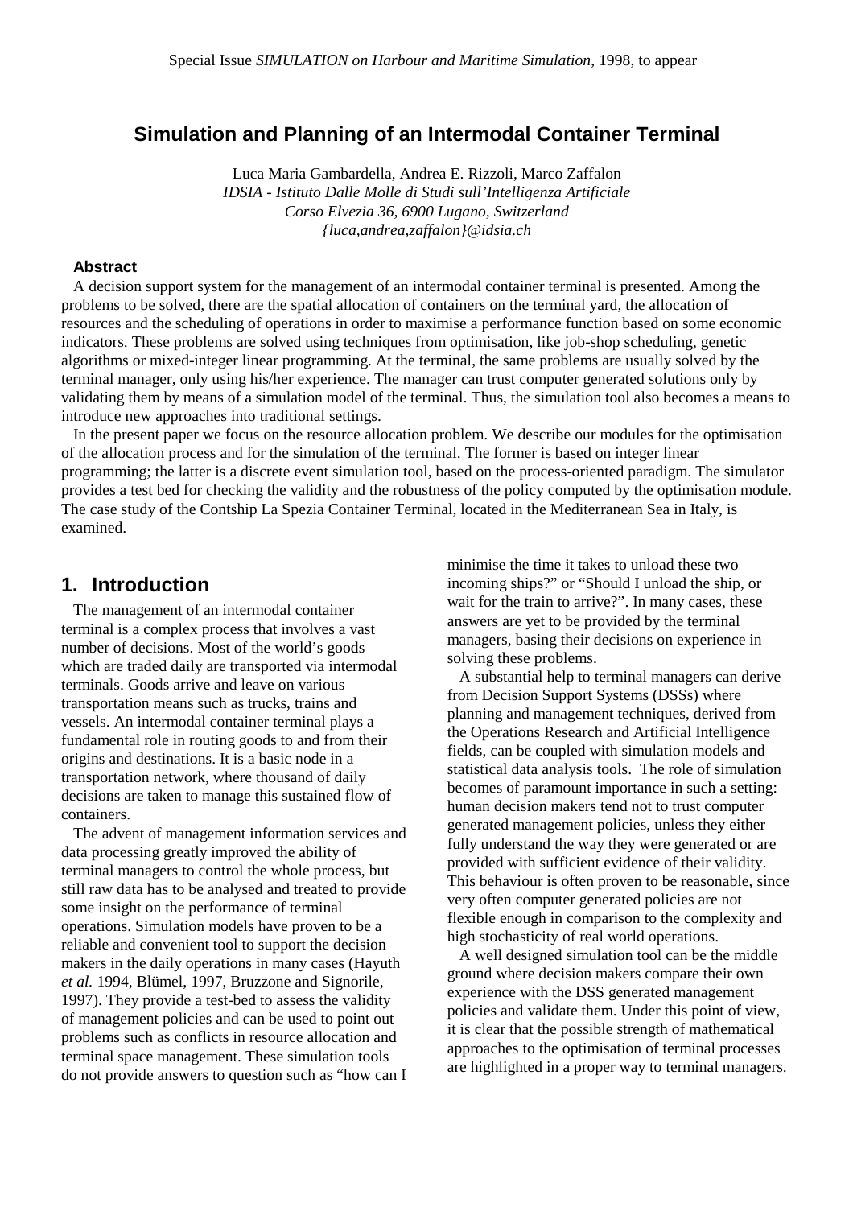Special Issue *SIMULATION on Harbour and Maritime Simulation*, 1998, to appear

# Simulation and Planning of an Intermodal Container Terminal

Luca Maria Gambardella, Andrea E. Rizzoli, Marco Zaffalon
*IDSIA - Istituto Dalle Molle di Studi sull'Intelligenza Artificiale*
*Corso Elvezia 36, 6900 Lugano, Switzerland*
*{luca,andrea,zaffalon}@idsia.ch*

### Abstract

A decision support system for the management of an intermodal container terminal is presented. Among the problems to be solved, there are the spatial allocation of containers on the terminal yard, the allocation of resources and the scheduling of operations in order to maximise a performance function based on some economic indicators. These problems are solved using techniques from optimisation, like job-shop scheduling, genetic algorithms or mixed-integer linear programming. At the terminal, the same problems are usually solved by the terminal manager, only using his/her experience. The manager can trust computer generated solutions only by validating them by means of a simulation model of the terminal. Thus, the simulation tool also becomes a means to introduce new approaches into traditional settings.

In the present paper we focus on the resource allocation problem. We describe our modules for the optimisation of the allocation process and for the simulation of the terminal. The former is based on integer linear programming; the latter is a discrete event simulation tool, based on the process-oriented paradigm. The simulator provides a test bed for checking the validity and the robustness of the policy computed by the optimisation module. The case study of the Contship La Spezia Container Terminal, located in the Mediterranean Sea in Italy, is examined.

## 1. Introduction

The management of an intermodal container terminal is a complex process that involves a vast number of decisions. Most of the world's goods which are traded daily are transported via intermodal terminals. Goods arrive and leave on various transportation means such as trucks, trains and vessels. An intermodal container terminal plays a fundamental role in routing goods to and from their origins and destinations. It is a basic node in a transportation network, where thousand of daily decisions are taken to manage this sustained flow of containers.

The advent of management information services and data processing greatly improved the ability of terminal managers to control the whole process, but still raw data has to be analysed and treated to provide some insight on the performance of terminal operations. Simulation models have proven to be a reliable and convenient tool to support the decision makers in the daily operations in many cases (Hayuth *et al.* 1994, Blümel, 1997, Bruzzone and Signorile, 1997). They provide a test-bed to assess the validity of management policies and can be used to point out problems such as conflicts in resource allocation and terminal space management. These simulation tools do not provide answers to question such as "how can I minimise the time it takes to unload these two incoming ships?" or "Should I unload the ship, or wait for the train to arrive?". In many cases, these answers are yet to be provided by the terminal managers, basing their decisions on experience in solving these problems.

A substantial help to terminal managers can derive from Decision Support Systems (DSSs) where planning and management techniques, derived from the Operations Research and Artificial Intelligence fields, can be coupled with simulation models and statistical data analysis tools. The role of simulation becomes of paramount importance in such a setting: human decision makers tend not to trust computer generated management policies, unless they either fully understand the way they were generated or are provided with sufficient evidence of their validity. This behaviour is often proven to be reasonable, since very often computer generated policies are not flexible enough in comparison to the complexity and high stochasticity of real world operations.

A well designed simulation tool can be the middle ground where decision makers compare their own experience with the DSS generated management policies and validate them. Under this point of view, it is clear that the possible strength of mathematical approaches to the optimisation of terminal processes are highlighted in a proper way to terminal managers.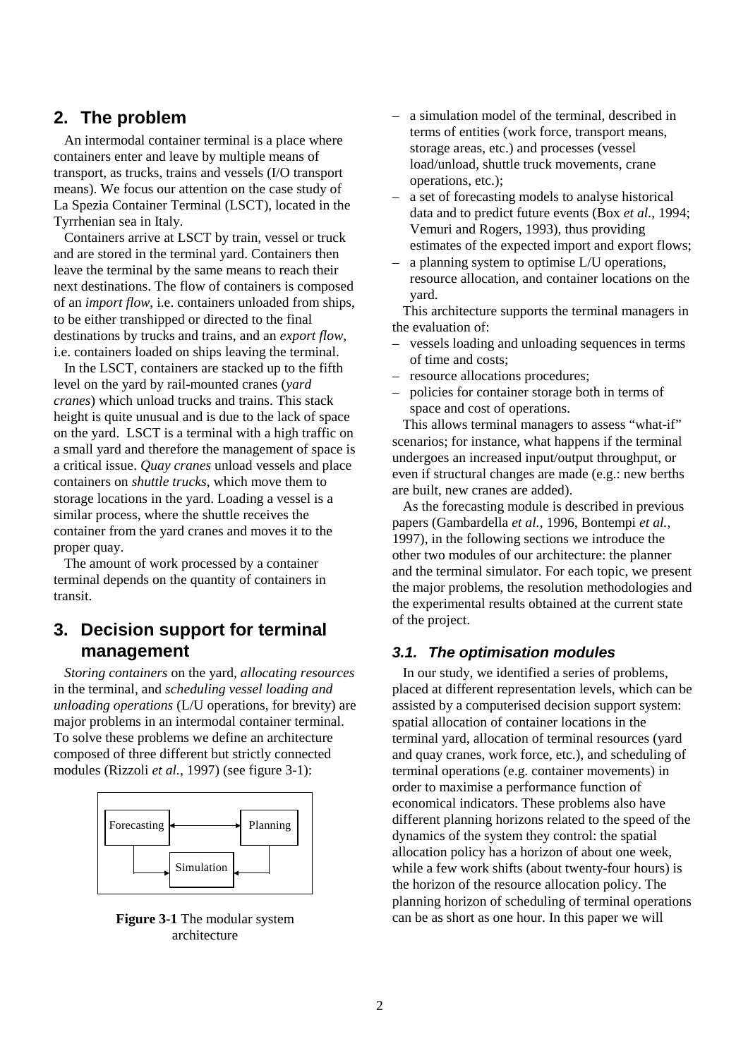## 2. The problem

An intermodal container terminal is a place where containers enter and leave by multiple means of transport, as trucks, trains and vessels (I/O transport means). We focus our attention on the case study of La Spezia Container Terminal (LSCT), located in the Tyrrhenian sea in Italy.

Containers arrive at LSCT by train, vessel or truck and are stored in the terminal yard. Containers then leave the terminal by the same means to reach their next destinations. The flow of containers is composed of an *import flow*, i.e. containers unloaded from ships, to be either transhipped or directed to the final destinations by trucks and trains, and an *export flow*, i.e. containers loaded on ships leaving the terminal.

In the LSCT, containers are stacked up to the fifth level on the yard by rail-mounted cranes (*yard cranes*) which unload trucks and trains. This stack height is quite unusual and is due to the lack of space on the yard. LSCT is a terminal with a high traffic on a small yard and therefore the management of space is a critical issue. *Quay cranes* unload vessels and place containers on *shuttle trucks*, which move them to storage locations in the yard. Loading a vessel is a similar process, where the shuttle receives the container from the yard cranes and moves it to the proper quay.

The amount of work processed by a container terminal depends on the quantity of containers in transit.

## 3. Decision support for terminal management

*Storing containers* on the yard, *allocating resources* in the terminal, and *scheduling vessel loading and unloading operations* (L/U operations, for brevity) are major problems in an intermodal container terminal. To solve these problems we define an architecture composed of three different but strictly connected modules (Rizzoli *et al.*, 1997) (see figure 3-1):

**Figure 3-1** The modular system architecture

– a simulation model of the terminal, described in terms of entities (work force, transport means, storage areas, etc.) and processes (vessel load/unload, shuttle truck movements, crane operations, etc.);
– a set of forecasting models to analyse historical data and to predict future events (Box *et al.*, 1994; Vemuri and Rogers, 1993), thus providing estimates of the expected import and export flows;
– a planning system to optimise L/U operations, resource allocation, and container locations on the yard.

This architecture supports the terminal managers in the evaluation of:

– vessels loading and unloading sequences in terms of time and costs;
– resource allocations procedures;
– policies for container storage both in terms of space and cost of operations.

This allows terminal managers to assess "what-if" scenarios; for instance, what happens if the terminal undergoes an increased input/output throughput, or even if structural changes are made (e.g.: new berths are built, new cranes are added).

As the forecasting module is described in previous papers (Gambardella *et al.*, 1996, Bontempi *et al.*, 1997), in the following sections we introduce the other two modules of our architecture: the planner and the terminal simulator. For each topic, we present the major problems, the resolution methodologies and the experimental results obtained at the current state of the project.

### 3.1. The optimisation modules

In our study, we identified a series of problems, placed at different representation levels, which can be assisted by a computerised decision support system: spatial allocation of container locations in the terminal yard, allocation of terminal resources (yard and quay cranes, work force, etc.), and scheduling of terminal operations (e.g. container movements) in order to maximise a performance function of economical indicators. These problems also have different planning horizons related to the speed of the dynamics of the system they control: the spatial allocation policy has a horizon of about one week, while a few work shifts (about twenty-four hours) is the horizon of the resource allocation policy. The planning horizon of scheduling of terminal operations can be as short as one hour. In this paper we will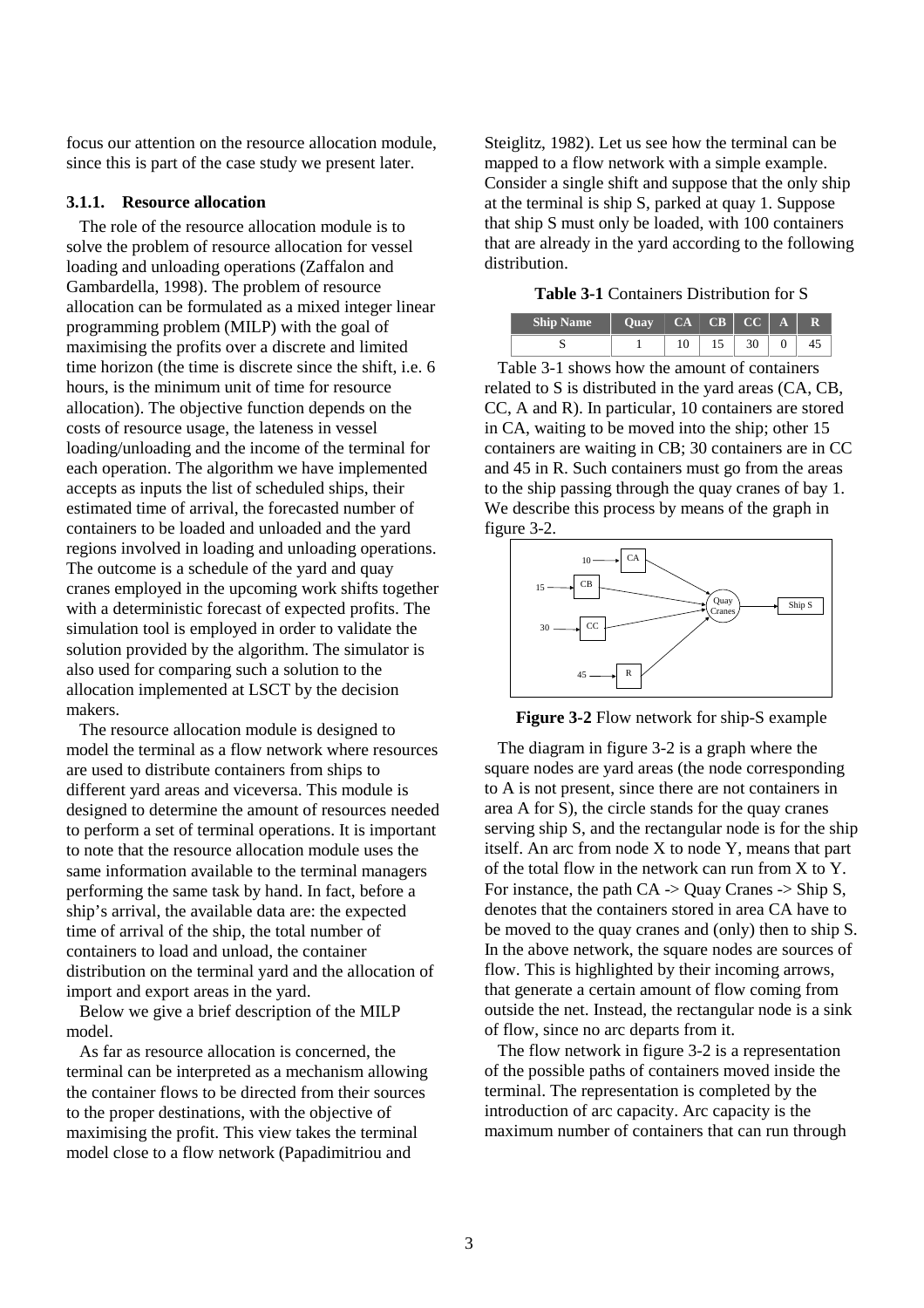focus our attention on the resource allocation module, since this is part of the case study we present later.

### 3.1.1. Resource allocation

The role of the resource allocation module is to solve the problem of resource allocation for vessel loading and unloading operations (Zaffalon and Gambardella, 1998). The problem of resource allocation can be formulated as a mixed integer linear programming problem (MILP) with the goal of maximising the profits over a discrete and limited time horizon (the time is discrete since the shift, i.e. 6 hours, is the minimum unit of time for resource allocation). The objective function depends on the costs of resource usage, the lateness in vessel loading/unloading and the income of the terminal for each operation. The algorithm we have implemented accepts as inputs the list of scheduled ships, their estimated time of arrival, the forecasted number of containers to be loaded and unloaded and the yard regions involved in loading and unloading operations. The outcome is a schedule of the yard and quay cranes employed in the upcoming work shifts together with a deterministic forecast of expected profits. The simulation tool is employed in order to validate the solution provided by the algorithm. The simulator is also used for comparing such a solution to the allocation implemented at LSCT by the decision makers.

The resource allocation module is designed to model the terminal as a flow network where resources are used to distribute containers from ships to different yard areas and viceversa. This module is designed to determine the amount of resources needed to perform a set of terminal operations. It is important to note that the resource allocation module uses the same information available to the terminal managers performing the same task by hand. In fact, before a ship's arrival, the available data are: the expected time of arrival of the ship, the total number of containers to load and unload, the container distribution on the terminal yard and the allocation of import and export areas in the yard.

Below we give a brief description of the MILP model.

As far as resource allocation is concerned, the terminal can be interpreted as a mechanism allowing the container flows to be directed from their sources to the proper destinations, with the objective of maximising the profit. This view takes the terminal model close to a flow network (Papadimitriou and Steiglitz, 1982). Let us see how the terminal can be mapped to a flow network with a simple example. Consider a single shift and suppose that the only ship at the terminal is ship S, parked at quay 1. Suppose that ship S must only be loaded, with 100 containers that are already in the yard according to the following distribution.

**Table 3-1** Containers Distribution for S

| Ship Name | Quay | CA | CB | CC | A | R |
|---|---|---|---|---|---|---|
| S | 1 | 10 | 15 | 30 | 0 | 45 |

Table 3-1 shows how the amount of containers related to S is distributed in the yard areas (CA, CB, CC, A and R). In particular, 10 containers are stored in CA, waiting to be moved into the ship; other 15 containers are waiting in CB; 30 containers are in CC and 45 in R. Such containers must go from the areas to the ship passing through the quay cranes of bay 1. We describe this process by means of the graph in figure 3-2.

**Figure 3-2** Flow network for ship-S example

The diagram in figure 3-2 is a graph where the square nodes are yard areas (the node corresponding to A is not present, since there are not containers in area A for S), the circle stands for the quay cranes serving ship S, and the rectangular node is for the ship itself. An arc from node X to node Y, means that part of the total flow in the network can run from X to Y. For instance, the path CA -> Quay Cranes -> Ship S, denotes that the containers stored in area CA have to be moved to the quay cranes and (only) then to ship S. In the above network, the square nodes are sources of flow. This is highlighted by their incoming arrows, that generate a certain amount of flow coming from outside the net. Instead, the rectangular node is a sink of flow, since no arc departs from it.

The flow network in figure 3-2 is a representation of the possible paths of containers moved inside the terminal. The representation is completed by the introduction of arc capacity. Arc capacity is the maximum number of containers that can run through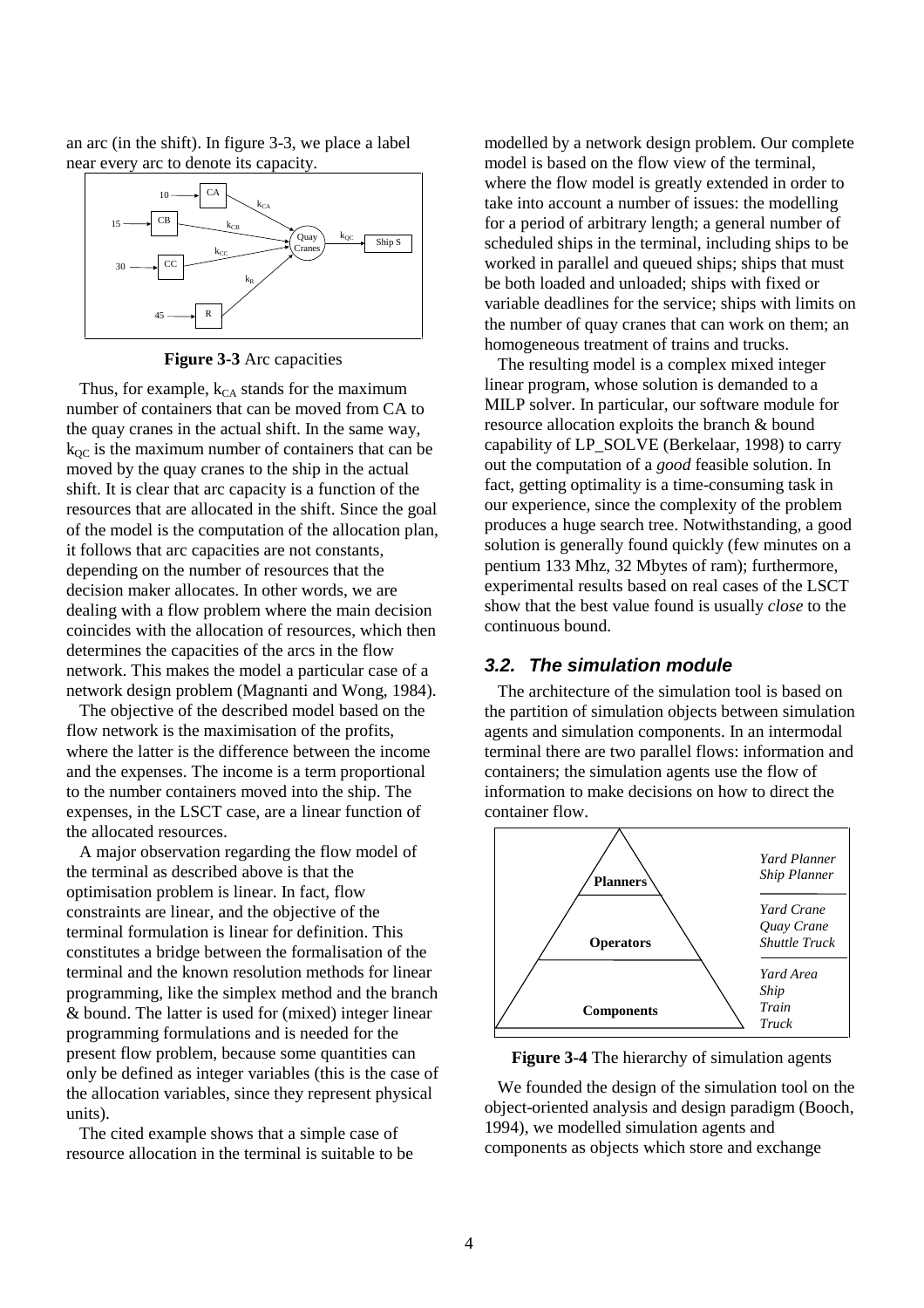an arc (in the shift). In figure 3-3, we place a label near every arc to denote its capacity.

**Figure 3-3** Arc capacities

Thus, for example, $k_{CA}$ stands for the maximum number of containers that can be moved from CA to the quay cranes in the actual shift. In the same way, $k_{QC}$ is the maximum number of containers that can be moved by the quay cranes to the ship in the actual shift. It is clear that arc capacity is a function of the resources that are allocated in the shift. Since the goal of the model is the computation of the allocation plan, it follows that arc capacities are not constants, depending on the number of resources that the decision maker allocates. In other words, we are dealing with a flow problem where the main decision coincides with the allocation of resources, which then determines the capacities of the arcs in the flow network. This makes the model a particular case of a network design problem (Magnanti and Wong, 1984).

The objective of the described model based on the flow network is the maximisation of the profits, where the latter is the difference between the income and the expenses. The income is a term proportional to the number containers moved into the ship. The expenses, in the LSCT case, are a linear function of the allocated resources.

A major observation regarding the flow model of the terminal as described above is that the optimisation problem is linear. In fact, flow constraints are linear, and the objective of the terminal formulation is linear for definition. This constitutes a bridge between the formalisation of the terminal and the known resolution methods for linear programming, like the simplex method and the branch & bound. The latter is used for (mixed) integer linear programming formulations and is needed for the present flow problem, because some quantities can only be defined as integer variables (this is the case of the allocation variables, since they represent physical units).

The cited example shows that a simple case of resource allocation in the terminal is suitable to be modelled by a network design problem. Our complete model is based on the flow view of the terminal, where the flow model is greatly extended in order to take into account a number of issues: the modelling for a period of arbitrary length; a general number of scheduled ships in the terminal, including ships to be worked in parallel and queued ships; ships that must be both loaded and unloaded; ships with fixed or variable deadlines for the service; ships with limits on the number of quay cranes that can work on them; an homogeneous treatment of trains and trucks.

The resulting model is a complex mixed integer linear program, whose solution is demanded to a MILP solver. In particular, our software module for resource allocation exploits the branch & bound capability of LP_SOLVE (Berkelaar, 1998) to carry out the computation of a *good* feasible solution. In fact, getting optimality is a time-consuming task in our experience, since the complexity of the problem produces a huge search tree. Notwithstanding, a good solution is generally found quickly (few minutes on a pentium 133 Mhz, 32 Mbytes of ram); furthermore, experimental results based on real cases of the LSCT show that the best value found is usually *close* to the continuous bound.

### 3.2. The simulation module

The architecture of the simulation tool is based on the partition of simulation objects between simulation agents and simulation components. In an intermodal terminal there are two parallel flows: information and containers; the simulation agents use the flow of information to make decisions on how to direct the container flow.

**Figure 3-4** The hierarchy of simulation agents

We founded the design of the simulation tool on the object-oriented analysis and design paradigm (Booch, 1994), we modelled simulation agents and components as objects which store and exchange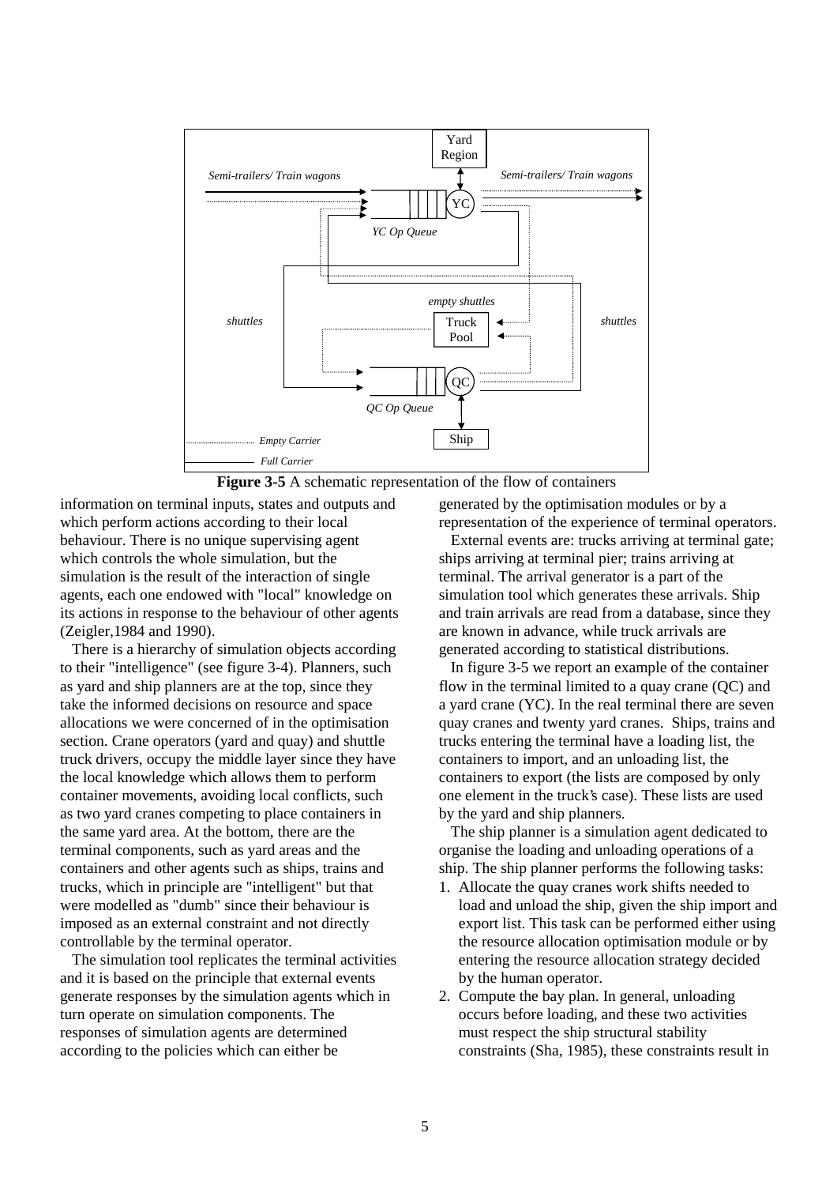**Figure 3-5** A schematic representation of the flow of containers

information on terminal inputs, states and outputs and which perform actions according to their local behaviour. There is no unique supervising agent which controls the whole simulation, but the simulation is the result of the interaction of single agents, each one endowed with "local" knowledge on its actions in response to the behaviour of other agents (Zeigler,1984 and 1990).

There is a hierarchy of simulation objects according to their "intelligence" (see figure 3-4). Planners, such as yard and ship planners are at the top, since they take the informed decisions on resource and space allocations we were concerned of in the optimisation section. Crane operators (yard and quay) and shuttle truck drivers, occupy the middle layer since they have the local knowledge which allows them to perform container movements, avoiding local conflicts, such as two yard cranes competing to place containers in the same yard area. At the bottom, there are the terminal components, such as yard areas and the containers and other agents such as ships, trains and trucks, which in principle are "intelligent" but that were modelled as "dumb" since their behaviour is imposed as an external constraint and not directly controllable by the terminal operator.

The simulation tool replicates the terminal activities and it is based on the principle that external events generate responses by the simulation agents which in turn operate on simulation components. The responses of simulation agents are determined according to the policies which can either be generated by the optimisation modules or by a representation of the experience of terminal operators.

External events are: trucks arriving at terminal gate; ships arriving at terminal pier; trains arriving at terminal. The arrival generator is a part of the simulation tool which generates these arrivals. Ship and train arrivals are read from a database, since they are known in advance, while truck arrivals are generated according to statistical distributions.

In figure 3-5 we report an example of the container flow in the terminal limited to a quay crane (QC) and a yard crane (YC). In the real terminal there are seven quay cranes and twenty yard cranes. Ships, trains and trucks entering the terminal have a loading list, the containers to import, and an unloading list, the containers to export (the lists are composed by only one element in the truck's case). These lists are used by the yard and ship planners.

The ship planner is a simulation agent dedicated to organise the loading and unloading operations of a ship. The ship planner performs the following tasks:

1. Allocate the quay cranes work shifts needed to load and unload the ship, given the ship import and export list. This task can be performed either using the resource allocation optimisation module or by entering the resource allocation strategy decided by the human operator.
2. Compute the bay plan. In general, unloading occurs before loading, and these two activities must respect the ship structural stability constraints (Sha, 1985), these constraints result in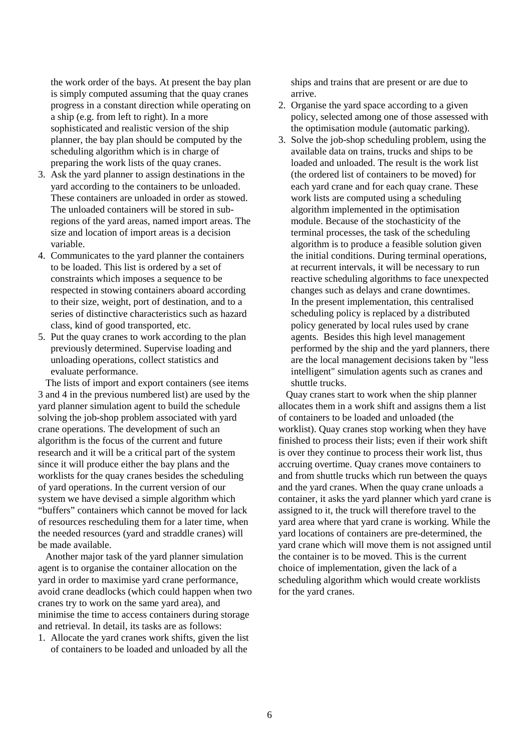the work order of the bays. At present the bay plan is simply computed assuming that the quay cranes progress in a constant direction while operating on a ship (e.g. from left to right). In a more sophisticated and realistic version of the ship planner, the bay plan should be computed by the scheduling algorithm which is in charge of preparing the work lists of the quay cranes.

3. Ask the yard planner to assign destinations in the yard according to the containers to be unloaded. These containers are unloaded in order as stowed. The unloaded containers will be stored in sub-regions of the yard areas, named import areas. The size and location of import areas is a decision variable.
4. Communicates to the yard planner the containers to be loaded. This list is ordered by a set of constraints which imposes a sequence to be respected in stowing containers aboard according to their size, weight, port of destination, and to a series of distinctive characteristics such as hazard class, kind of good transported, etc.
5. Put the quay cranes to work according to the plan previously determined. Supervise loading and unloading operations, collect statistics and evaluate performance.

The lists of import and export containers (see items 3 and 4 in the previous numbered list) are used by the yard planner simulation agent to build the schedule solving the job-shop problem associated with yard crane operations. The development of such an algorithm is the focus of the current and future research and it will be a critical part of the system since it will produce either the bay plans and the worklists for the quay cranes besides the scheduling of yard operations. In the current version of our system we have devised a simple algorithm which "buffers" containers which cannot be moved for lack of resources rescheduling them for a later time, when the needed resources (yard and straddle cranes) will be made available.

Another major task of the yard planner simulation agent is to organise the container allocation on the yard in order to maximise yard crane performance, avoid crane deadlocks (which could happen when two cranes try to work on the same yard area), and minimise the time to access containers during storage and retrieval. In detail, its tasks are as follows:

1. Allocate the yard cranes work shifts, given the list of containers to be loaded and unloaded by all the ships and trains that are present or are due to arrive.
2. Organise the yard space according to a given policy, selected among one of those assessed with the optimisation module (automatic parking).
3. Solve the job-shop scheduling problem, using the available data on trains, trucks and ships to be loaded and unloaded. The result is the work list (the ordered list of containers to be moved) for each yard crane and for each quay crane. These work lists are computed using a scheduling algorithm implemented in the optimisation module. Because of the stochasticity of the terminal processes, the task of the scheduling algorithm is to produce a feasible solution given the initial conditions. During terminal operations, at recurrent intervals, it will be necessary to run reactive scheduling algorithms to face unexpected changes such as delays and crane downtimes. In the present implementation, this centralised scheduling policy is replaced by a distributed policy generated by local rules used by crane agents. Besides this high level management performed by the ship and the yard planners, there are the local management decisions taken by "less intelligent" simulation agents such as cranes and shuttle trucks.

Quay cranes start to work when the ship planner allocates them in a work shift and assigns them a list of containers to be loaded and unloaded (the worklist). Quay cranes stop working when they have finished to process their lists; even if their work shift is over they continue to process their work list, thus accruing overtime. Quay cranes move containers to and from shuttle trucks which run between the quays and the yard cranes. When the quay crane unloads a container, it asks the yard planner which yard crane is assigned to it, the truck will therefore travel to the yard area where that yard crane is working. While the yard locations of containers are pre-determined, the yard crane which will move them is not assigned until the container is to be moved. This is the current choice of implementation, given the lack of a scheduling algorithm which would create worklists for the yard cranes.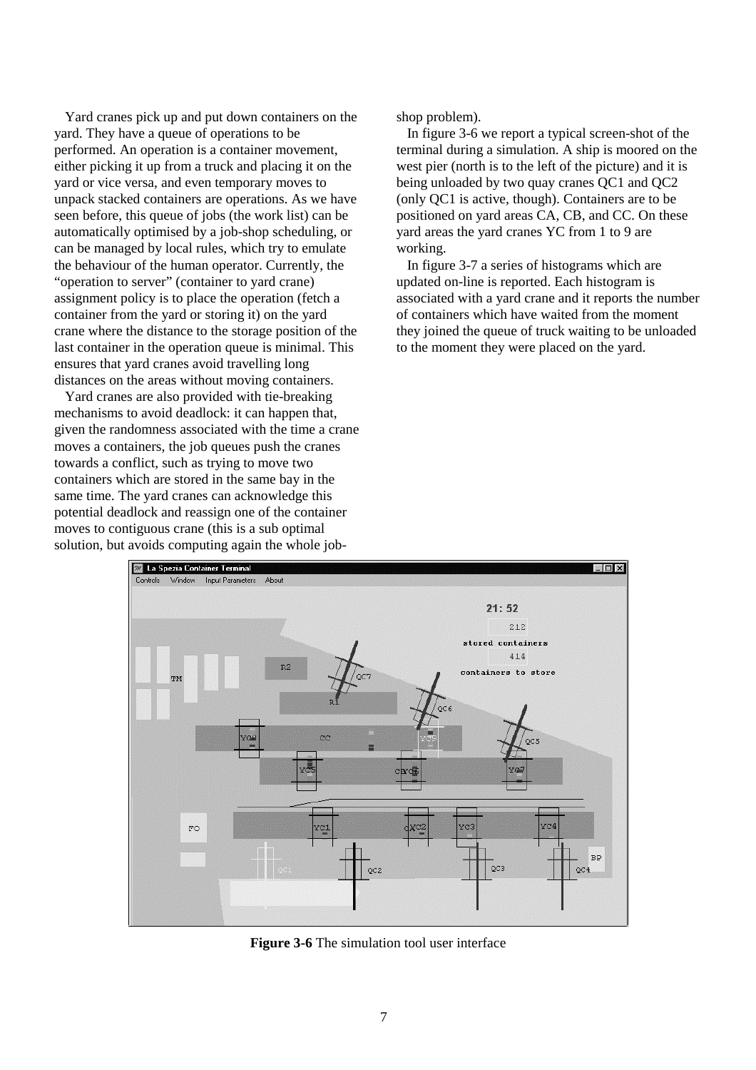Yard cranes pick up and put down containers on the yard. They have a queue of operations to be performed. An operation is a container movement, either picking it up from a truck and placing it on the yard or vice versa, and even temporary moves to unpack stacked containers are operations. As we have seen before, this queue of jobs (the work list) can be automatically optimised by a job-shop scheduling, or can be managed by local rules, which try to emulate the behaviour of the human operator. Currently, the "operation to server" (container to yard crane) assignment policy is to place the operation (fetch a container from the yard or storing it) on the yard crane where the distance to the storage position of the last container in the operation queue is minimal. This ensures that yard cranes avoid travelling long distances on the areas without moving containers.

Yard cranes are also provided with tie-breaking mechanisms to avoid deadlock: it can happen that, given the randomness associated with the time a crane moves a containers, the job queues push the cranes towards a conflict, such as trying to move two containers which are stored in the same bay in the same time. The yard cranes can acknowledge this potential deadlock and reassign one of the container moves to contiguous crane (this is a sub optimal solution, but avoids computing again the whole job-shop problem).

In figure 3-6 we report a typical screen-shot of the terminal during a simulation. A ship is moored on the west pier (north is to the left of the picture) and it is being unloaded by two quay cranes QC1 and QC2 (only QC1 is active, though). Containers are to be positioned on yard areas CA, CB, and CC. On these yard areas the yard cranes YC from 1 to 9 are working.

In figure 3-7 a series of histograms which are updated on-line is reported. Each histogram is associated with a yard crane and it reports the number of containers which have waited from the moment they joined the queue of truck waiting to be unloaded to the moment they were placed on the yard.

**Figure 3-6** The simulation tool user interface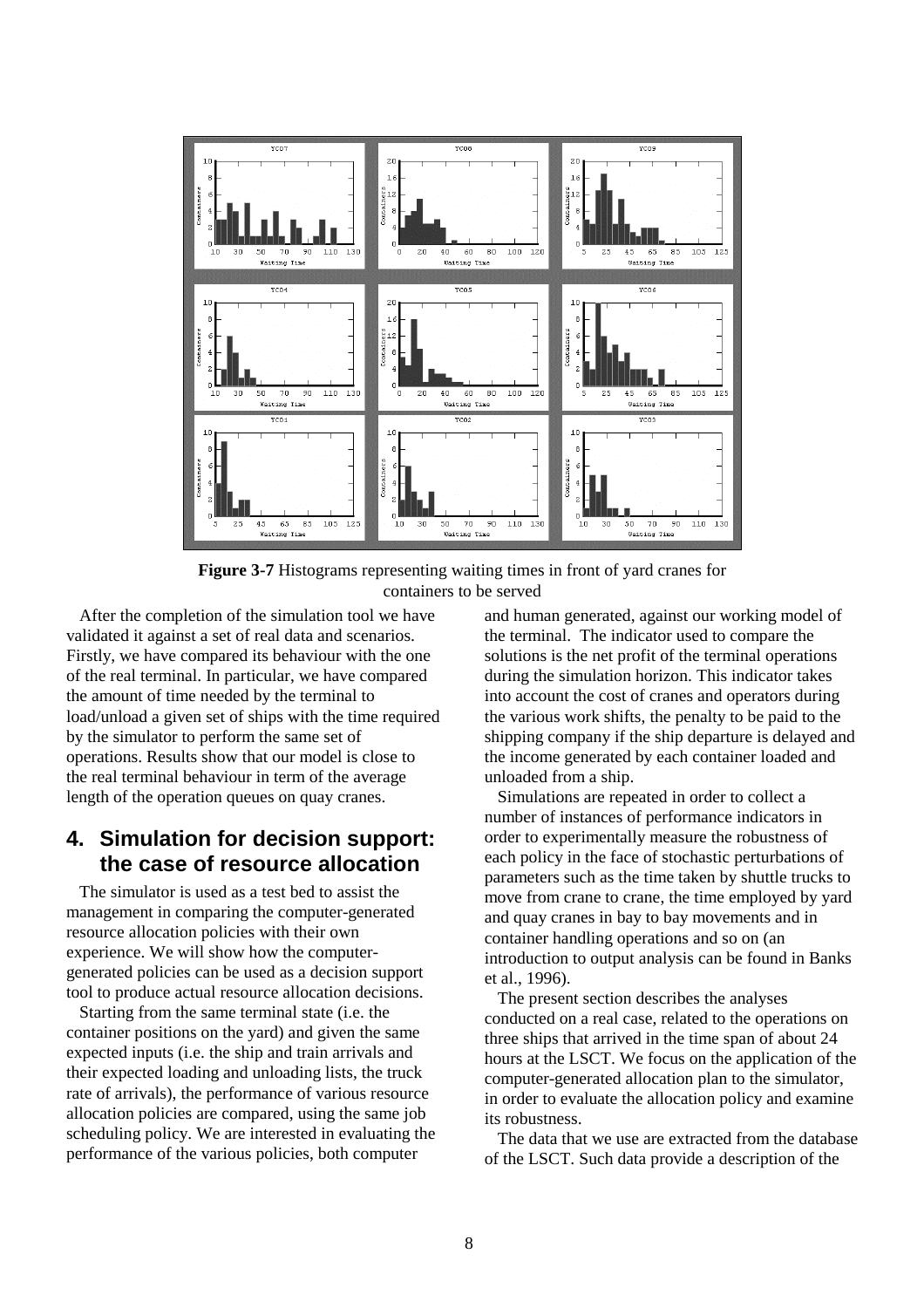**Figure 3-7** Histograms representing waiting times in front of yard cranes for containers to be served

After the completion of the simulation tool we have validated it against a set of real data and scenarios. Firstly, we have compared its behaviour with the one of the real terminal. In particular, we have compared the amount of time needed by the terminal to load/unload a given set of ships with the time required by the simulator to perform the same set of operations. Results show that our model is close to the real terminal behaviour in term of the average length of the operation queues on quay cranes.

## 4. Simulation for decision support: the case of resource allocation

The simulator is used as a test bed to assist the management in comparing the computer-generated resource allocation policies with their own experience. We will show how the computer-generated policies can be used as a decision support tool to produce actual resource allocation decisions.

Starting from the same terminal state (i.e. the container positions on the yard) and given the same expected inputs (i.e. the ship and train arrivals and their expected loading and unloading lists, the truck rate of arrivals), the performance of various resource allocation policies are compared, using the same job scheduling policy. We are interested in evaluating the performance of the various policies, both computer and human generated, against our working model of the terminal. The indicator used to compare the solutions is the net profit of the terminal operations during the simulation horizon. This indicator takes into account the cost of cranes and operators during the various work shifts, the penalty to be paid to the shipping company if the ship departure is delayed and the income generated by each container loaded and unloaded from a ship.

Simulations are repeated in order to collect a number of instances of performance indicators in order to experimentally measure the robustness of each policy in the face of stochastic perturbations of parameters such as the time taken by shuttle trucks to move from crane to crane, the time employed by yard and quay cranes in bay to bay movements and in container handling operations and so on (an introduction to output analysis can be found in Banks et al., 1996).

The present section describes the analyses conducted on a real case, related to the operations on three ships that arrived in the time span of about 24 hours at the LSCT. We focus on the application of the computer-generated allocation plan to the simulator, in order to evaluate the allocation policy and examine its robustness.

The data that we use are extracted from the database of the LSCT. Such data provide a description of the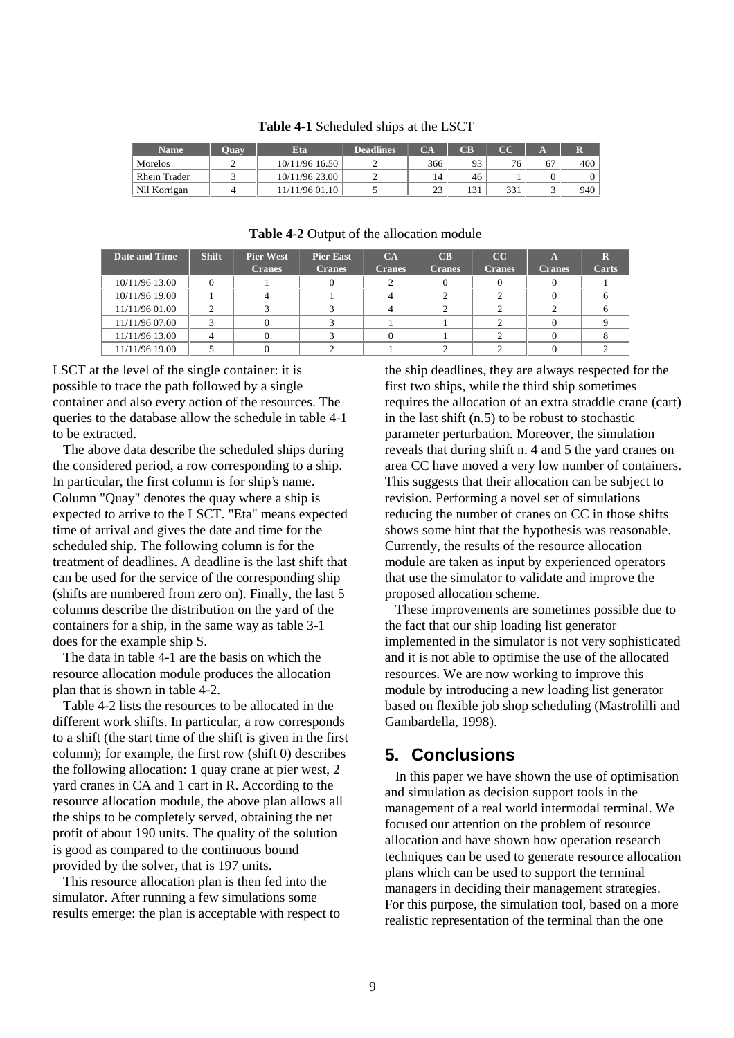**Table 4-1** Scheduled ships at the LSCT

| Name | Quay | Eta | Deadlines | CA | CB | CC | A | R |
|---|---|---|---|---|---|---|---|---|
| Morelos | 2 | 10/11/96 16.50 | 2 | 366 | 93 | 76 | 67 | 400 |
| Rhein Trader | 3 | 10/11/96 23.00 | 2 | 14 | 46 | 1 | 0 | 0 |
| Nll Korrigan | 4 | 11/11/96 01.10 | 5 | 23 | 131 | 331 | 3 | 940 |

**Table 4-2** Output of the allocation module

| Date and Time | Shift | Pier West Cranes | Pier East Cranes | CA Cranes | CB Cranes | CC Cranes | A Cranes | R Carts |
|---|---|---|---|---|---|---|---|---|
| 10/11/96 13.00 | 0 | 1 | 0 | 2 | 0 | 0 | 0 | 1 |
| 10/11/96 19.00 | 1 | 4 | 1 | 4 | 2 | 2 | 0 | 6 |
| 11/11/96 01.00 | 2 | 3 | 3 | 4 | 2 | 2 | 2 | 6 |
| 11/11/96 07.00 | 3 | 0 | 3 | 1 | 1 | 2 | 0 | 9 |
| 11/11/96 13.00 | 4 | 0 | 3 | 0 | 1 | 2 | 0 | 8 |
| 11/11/96 19.00 | 5 | 0 | 2 | 1 | 2 | 2 | 0 | 2 |

LSCT at the level of the single container: it is possible to trace the path followed by a single container and also every action of the resources. The queries to the database allow the schedule in table 4-1 to be extracted.

The above data describe the scheduled ships during the considered period, a row corresponding to a ship. In particular, the first column is for ship's name. Column "Quay" denotes the quay where a ship is expected to arrive to the LSCT. "Eta" means expected time of arrival and gives the date and time for the scheduled ship. The following column is for the treatment of deadlines. A deadline is the last shift that can be used for the service of the corresponding ship (shifts are numbered from zero on). Finally, the last 5 columns describe the distribution on the yard of the containers for a ship, in the same way as table 3-1 does for the example ship S.

The data in table 4-1 are the basis on which the resource allocation module produces the allocation plan that is shown in table 4-2.

Table 4-2 lists the resources to be allocated in the different work shifts. In particular, a row corresponds to a shift (the start time of the shift is given in the first column); for example, the first row (shift 0) describes the following allocation: 1 quay crane at pier west, 2 yard cranes in CA and 1 cart in R. According to the resource allocation module, the above plan allows all the ships to be completely served, obtaining the net profit of about 190 units. The quality of the solution is good as compared to the continuous bound provided by the solver, that is 197 units.

This resource allocation plan is then fed into the simulator. After running a few simulations some results emerge: the plan is acceptable with respect to the ship deadlines, they are always respected for the first two ships, while the third ship sometimes requires the allocation of an extra straddle crane (cart) in the last shift (n.5) to be robust to stochastic parameter perturbation. Moreover, the simulation reveals that during shift n. 4 and 5 the yard cranes on area CC have moved a very low number of containers. This suggests that their allocation can be subject to revision. Performing a novel set of simulations reducing the number of cranes on CC in those shifts shows some hint that the hypothesis was reasonable. Currently, the results of the resource allocation module are taken as input by experienced operators that use the simulator to validate and improve the proposed allocation scheme.

These improvements are sometimes possible due to the fact that our ship loading list generator implemented in the simulator is not very sophisticated and it is not able to optimise the use of the allocated resources. We are now working to improve this module by introducing a new loading list generator based on flexible job shop scheduling (Mastrolilli and Gambardella, 1998).

## 5. Conclusions

In this paper we have shown the use of optimisation and simulation as decision support tools in the management of a real world intermodal terminal. We focused our attention on the problem of resource allocation and have shown how operation research techniques can be used to generate resource allocation plans which can be used to support the terminal managers in deciding their management strategies. For this purpose, the simulation tool, based on a more realistic representation of the terminal than the one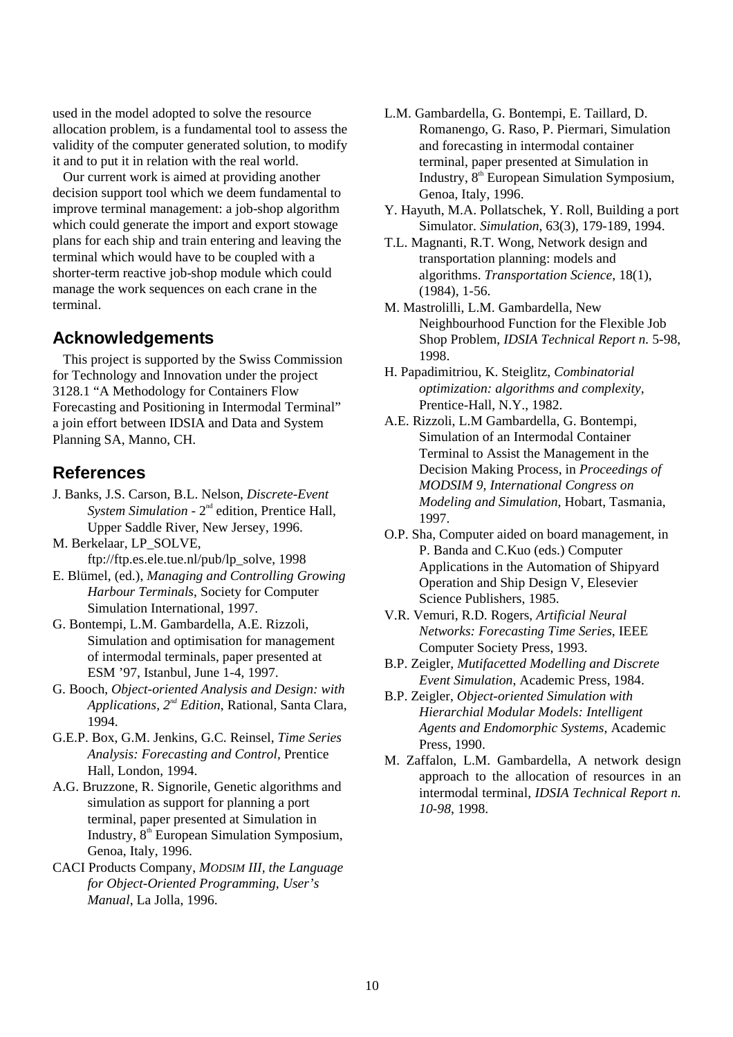used in the model adopted to solve the resource allocation problem, is a fundamental tool to assess the validity of the computer generated solution, to modify it and to put it in relation with the real world.

Our current work is aimed at providing another decision support tool which we deem fundamental to improve terminal management: a job-shop algorithm which could generate the import and export stowage plans for each ship and train entering and leaving the terminal which would have to be coupled with a shorter-term reactive job-shop module which could manage the work sequences on each crane in the terminal.

## Acknowledgements

This project is supported by the Swiss Commission for Technology and Innovation under the project 3128.1 "A Methodology for Containers Flow Forecasting and Positioning in Intermodal Terminal" a join effort between IDSIA and Data and System Planning SA, Manno, CH.

## References

J. Banks, J.S. Carson, B.L. Nelson, *Discrete-Event System Simulation* - 2[nd] edition, Prentice Hall, Upper Saddle River, New Jersey, 1996.

M. Berkelaar, LP_SOLVE, ftp://ftp.es.ele.tue.nl/pub/lp_solve, 1998

E. Blümel, (ed.), *Managing and Controlling Growing Harbour Terminals*, Society for Computer Simulation International, 1997.

G. Bontempi, L.M. Gambardella, A.E. Rizzoli, Simulation and optimisation for management of intermodal terminals, paper presented at ESM '97, Istanbul, June 1-4, 1997.

G. Booch, *Object-oriented Analysis and Design: with Applications, 2[nd] Edition*, Rational, Santa Clara, 1994.

G.E.P. Box, G.M. Jenkins, G.C. Reinsel, *Time Series Analysis: Forecasting and Control*, Prentice Hall, London, 1994.

A.G. Bruzzone, R. Signorile, Genetic algorithms and simulation as support for planning a port terminal, paper presented at Simulation in Industry, 8[th] European Simulation Symposium, Genoa, Italy, 1996.

CACI Products Company, *MODSIM III, the Language for Object-Oriented Programming, User's Manual*, La Jolla, 1996.

L.M. Gambardella, G. Bontempi, E. Taillard, D. Romanengo, G. Raso, P. Piermari, Simulation and forecasting in intermodal container terminal, paper presented at Simulation in Industry, 8[th] European Simulation Symposium, Genoa, Italy, 1996.

Y. Hayuth, M.A. Pollatschek, Y. Roll, Building a port Simulator. *Simulation*, 63(3), 179-189, 1994.

T.L. Magnanti, R.T. Wong, Network design and transportation planning: models and algorithms. *Transportation Science*, 18(1), (1984), 1-56.

M. Mastrolilli, L.M. Gambardella, New Neighbourhood Function for the Flexible Job Shop Problem, *IDSIA Technical Report n.* 5-98, 1998.

H. Papadimitriou, K. Steiglitz, *Combinatorial optimization: algorithms and complexity*, Prentice-Hall, N.Y., 1982.

A.E. Rizzoli, L.M Gambardella, G. Bontempi, Simulation of an Intermodal Container Terminal to Assist the Management in the Decision Making Process, in *Proceedings of MODSIM 9, International Congress on Modeling and Simulation*, Hobart, Tasmania, 1997.

O.P. Sha, Computer aided on board management, in P. Banda and C.Kuo (eds.) Computer Applications in the Automation of Shipyard Operation and Ship Design V, Elesevier Science Publishers, 1985.

V.R. Vemuri, R.D. Rogers, *Artificial Neural Networks: Forecasting Time Series*, IEEE Computer Society Press, 1993.

B.P. Zeigler, *Mutifacetted Modelling and Discrete Event Simulation*, Academic Press, 1984.

B.P. Zeigler, *Object-oriented Simulation with Hierarchial Modular Models: Intelligent Agents and Endomorphic Systems*, Academic Press, 1990.

M. Zaffalon, L.M. Gambardella, A network design approach to the allocation of resources in an intermodal terminal, *IDSIA Technical Report n. 10-98*, 1998.